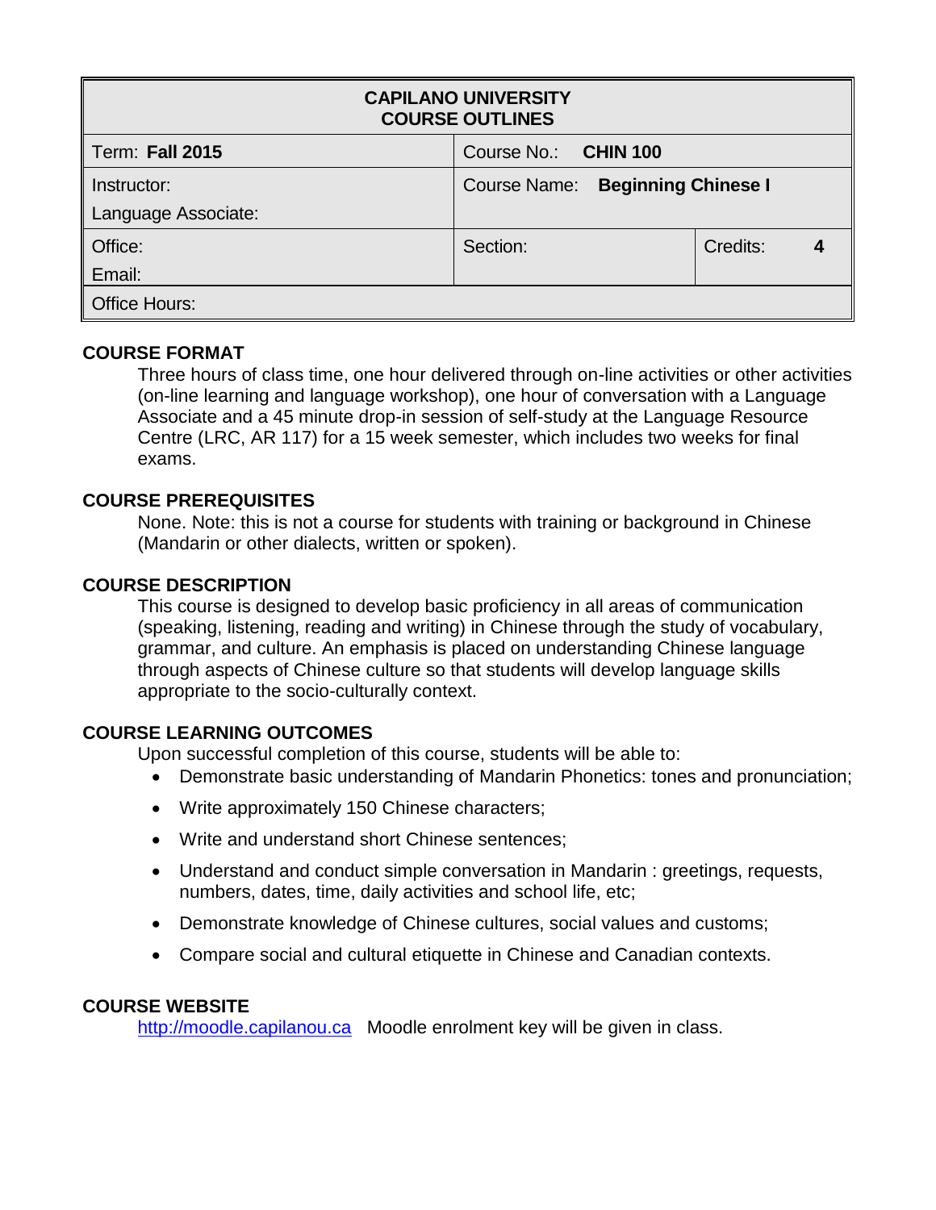| CAPILANO UNIVERSITY COURSE OUTLINES | | |
|---|---|---|
| Term: **Fall 2015** | Course No.: **CHIN 100** | |
| Instructor:<br>Language Associate: | Course Name: **Beginning Chinese I** | |
| Office:<br>Email: | Section: | Credits: **4** |
| Office Hours: | | |

## COURSE FORMAT

Three hours of class time, one hour delivered through on-line activities or other activities (on-line learning and language workshop), one hour of conversation with a Language Associate and a 45 minute drop-in session of self-study at the Language Resource Centre (LRC, AR 117) for a 15 week semester, which includes two weeks for final exams.

## COURSE PREREQUISITES

None. Note: this is not a course for students with training or background in Chinese (Mandarin or other dialects, written or spoken).

## COURSE DESCRIPTION

This course is designed to develop basic proficiency in all areas of communication (speaking, listening, reading and writing) in Chinese through the study of vocabulary, grammar, and culture. An emphasis is placed on understanding Chinese language through aspects of Chinese culture so that students will develop language skills appropriate to the socio-culturally context.

## COURSE LEARNING OUTCOMES

Upon successful completion of this course, students will be able to:

- Demonstrate basic understanding of Mandarin Phonetics: tones and pronunciation;
- Write approximately 150 Chinese characters;
- Write and understand short Chinese sentences;
- Understand and conduct simple conversation in Mandarin : greetings, requests, numbers, dates, time, daily activities and school life, etc;
- Demonstrate knowledge of Chinese cultures, social values and customs;
- Compare social and cultural etiquette in Chinese and Canadian contexts.

## COURSE WEBSITE

http://moodle.capilanou.ca Moodle enrolment key will be given in class.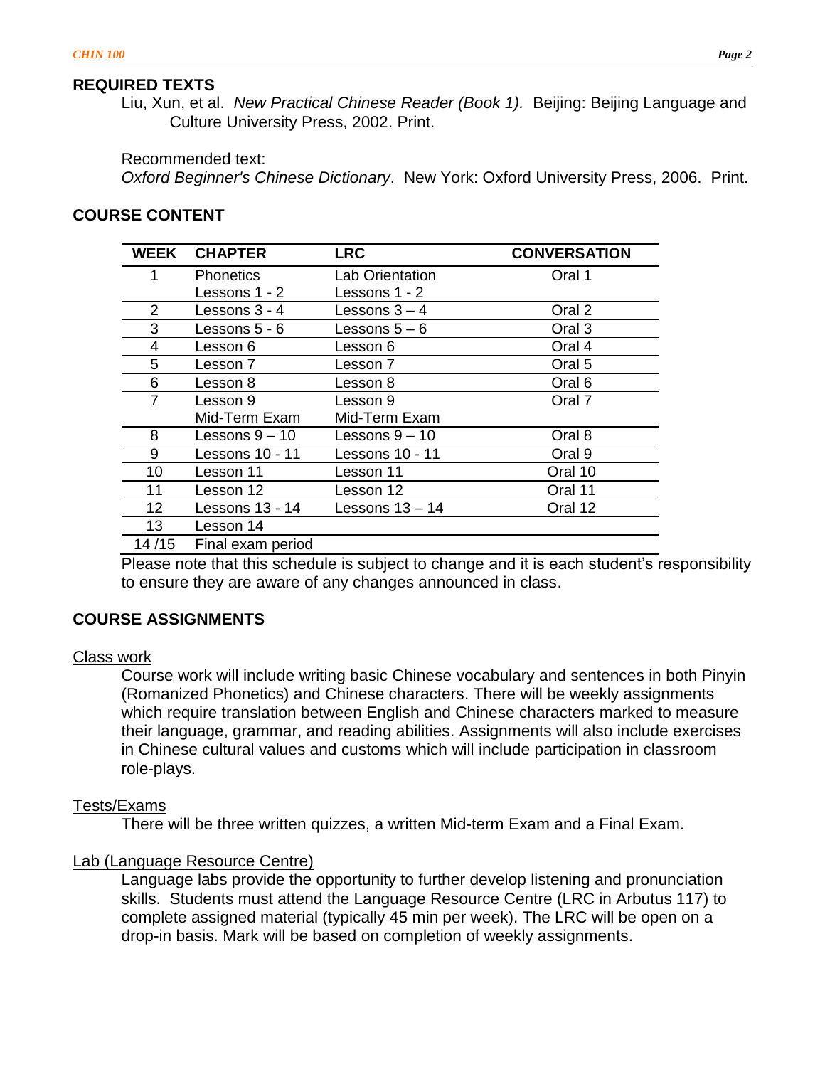## REQUIRED TEXTS

Liu, Xun, et al. *New Practical Chinese Reader (Book 1).* Beijing: Beijing Language and Culture University Press, 2002. Print.

Recommended text:
*Oxford Beginner's Chinese Dictionary*. New York: Oxford University Press, 2006. Print.

## COURSE CONTENT

| WEEK | CHAPTER | LRC | CONVERSATION |
|---|---|---|---|
| 1 | Phonetics<br>Lessons 1 - 2 | Lab Orientation<br>Lessons 1 - 2 | Oral 1 |
| 2 | Lessons 3 - 4 | Lessons 3 – 4 | Oral 2 |
| 3 | Lessons 5 - 6 | Lessons 5 – 6 | Oral 3 |
| 4 | Lesson 6 | Lesson 6 | Oral 4 |
| 5 | Lesson 7 | Lesson 7 | Oral 5 |
| 6 | Lesson 8 | Lesson 8 | Oral 6 |
| 7 | Lesson 9<br>Mid-Term Exam | Lesson 9<br>Mid-Term Exam | Oral 7 |
| 8 | Lessons 9 – 10 | Lessons 9 – 10 | Oral 8 |
| 9 | Lessons 10 - 11 | Lessons 10 - 11 | Oral 9 |
| 10 | Lesson 11 | Lesson 11 | Oral 10 |
| 11 | Lesson 12 | Lesson 12 | Oral 11 |
| 12 | Lessons 13 - 14 | Lessons 13 – 14 | Oral 12 |
| 13 | Lesson 14 | | |
| 14 /15 | Final exam period | | |

Please note that this schedule is subject to change and it is each student's responsibility to ensure they are aware of any changes announced in class.

## COURSE ASSIGNMENTS

### Class work

Course work will include writing basic Chinese vocabulary and sentences in both Pinyin (Romanized Phonetics) and Chinese characters. There will be weekly assignments which require translation between English and Chinese characters marked to measure their language, grammar, and reading abilities. Assignments will also include exercises in Chinese cultural values and customs which will include participation in classroom role-plays.

### Tests/Exams

There will be three written quizzes, a written Mid-term Exam and a Final Exam.

### Lab (Language Resource Centre)

Language labs provide the opportunity to further develop listening and pronunciation skills. Students must attend the Language Resource Centre (LRC in Arbutus 117) to complete assigned material (typically 45 min per week). The LRC will be open on a drop-in basis. Mark will be based on completion of weekly assignments.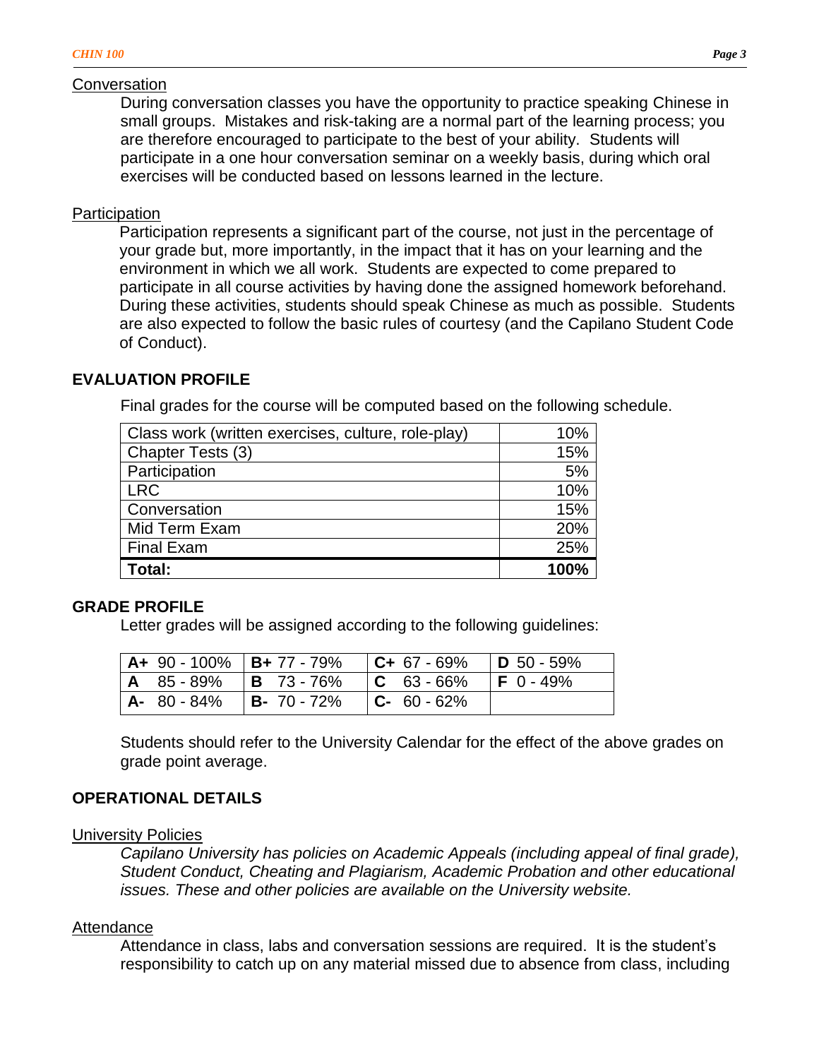### Conversation

During conversation classes you have the opportunity to practice speaking Chinese in small groups. Mistakes and risk-taking are a normal part of the learning process; you are therefore encouraged to participate to the best of your ability. Students will participate in a one hour conversation seminar on a weekly basis, during which oral exercises will be conducted based on lessons learned in the lecture.

### Participation

Participation represents a significant part of the course, not just in the percentage of your grade but, more importantly, in the impact that it has on your learning and the environment in which we all work. Students are expected to come prepared to participate in all course activities by having done the assigned homework beforehand. During these activities, students should speak Chinese as much as possible. Students are also expected to follow the basic rules of courtesy (and the Capilano Student Code of Conduct).

## EVALUATION PROFILE

Final grades for the course will be computed based on the following schedule.

| Item | Weight |
|---|---|
| Class work (written exercises, culture, role-play) | 10% |
| Chapter Tests (3) | 15% |
| Participation | 5% |
| LRC | 10% |
| Conversation | 15% |
| Mid Term Exam | 20% |
| Final Exam | 25% |
| **Total:** | **100%** |

## GRADE PROFILE

Letter grades will be assigned according to the following guidelines:

| | | | |
|---|---|---|---|
| **A+** 90 - 100% | **B+** 77 - 79% | **C+** 67 - 69% | **D** 50 - 59% |
| **A** 85 - 89% | **B** 73 - 76% | **C** 63 - 66% | **F** 0 - 49% |
| **A-** 80 - 84% | **B-** 70 - 72% | **C-** 60 - 62% | |

Students should refer to the University Calendar for the effect of the above grades on grade point average.

## OPERATIONAL DETAILS

### University Policies

*Capilano University has policies on Academic Appeals (including appeal of final grade), Student Conduct, Cheating and Plagiarism, Academic Probation and other educational issues. These and other policies are available on the University website.*

### Attendance

Attendance in class, labs and conversation sessions are required. It is the student's responsibility to catch up on any material missed due to absence from class, including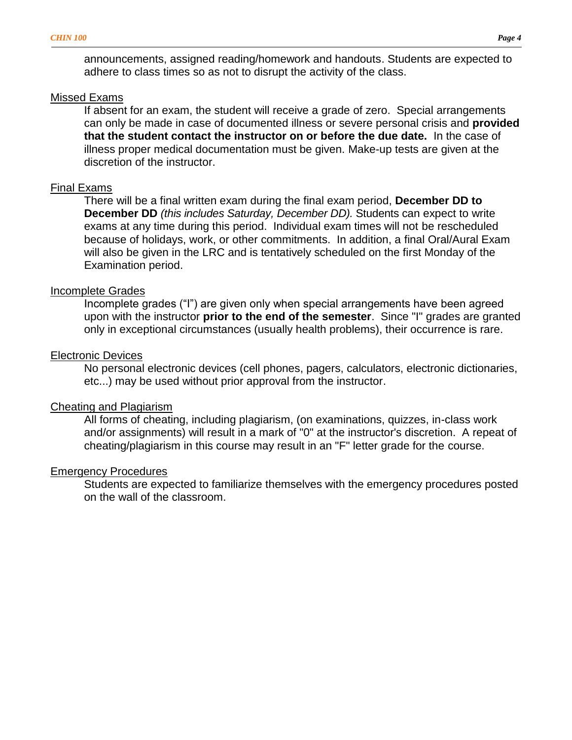announcements, assigned reading/homework and handouts. Students are expected to adhere to class times so as not to disrupt the activity of the class.

Missed Exams

If absent for an exam, the student will receive a grade of zero. Special arrangements can only be made in case of documented illness or severe personal crisis and **provided that the student contact the instructor on or before the due date.** In the case of illness proper medical documentation must be given. Make-up tests are given at the discretion of the instructor.

Final Exams

There will be a final written exam during the final exam period, **December DD to December DD** *(this includes Saturday, December DD).* Students can expect to write exams at any time during this period. Individual exam times will not be rescheduled because of holidays, work, or other commitments. In addition, a final Oral/Aural Exam will also be given in the LRC and is tentatively scheduled on the first Monday of the Examination period.

Incomplete Grades

Incomplete grades ("I") are given only when special arrangements have been agreed upon with the instructor **prior to the end of the semester**. Since "I" grades are granted only in exceptional circumstances (usually health problems), their occurrence is rare.

Electronic Devices

No personal electronic devices (cell phones, pagers, calculators, electronic dictionaries, etc...) may be used without prior approval from the instructor.

Cheating and Plagiarism

All forms of cheating, including plagiarism, (on examinations, quizzes, in-class work and/or assignments) will result in a mark of "0" at the instructor's discretion. A repeat of cheating/plagiarism in this course may result in an "F" letter grade for the course.

Emergency Procedures

Students are expected to familiarize themselves with the emergency procedures posted on the wall of the classroom.